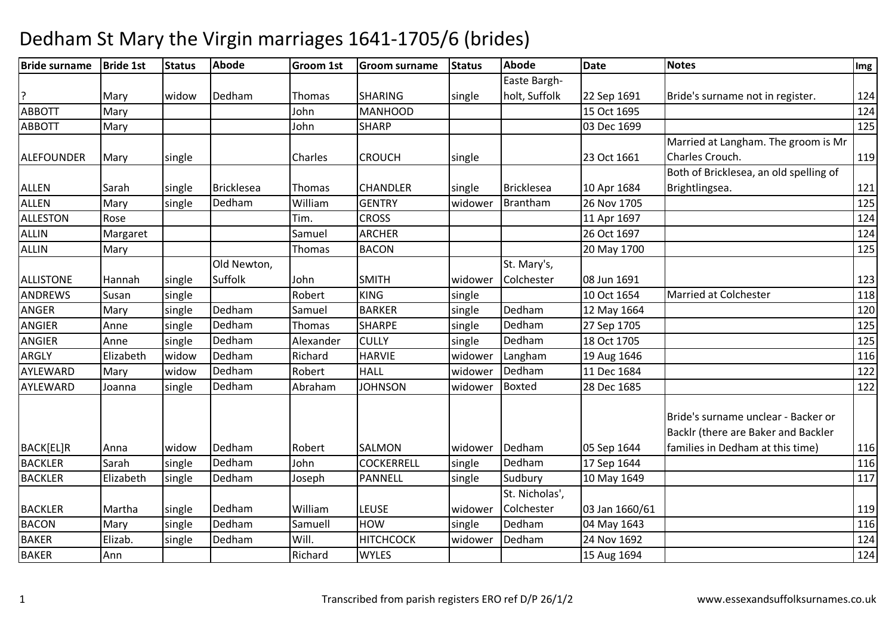# Dedham St Mary the Virgin marriages 1641-1705/6 (brides)

| Bride surname | Bride 1st | Status | Abode | Groom 1st | Groom surname | Status | Abode | Date | Notes | Img |
|---|---|---|---|---|---|---|---|---|---|---|
| ? | Mary | widow | Dedham | Thomas | SHARING | single | Easte Bargh-holt, Suffolk | 22 Sep 1691 | Bride's surname not in register. | 124 |
| ABBOTT | Mary | | | John | MANHOOD | | | 15 Oct 1695 | | 124 |
| ABBOTT | Mary | | | John | SHARP | | | 03 Dec 1699 | | 125 |
| ALEFOUNDER | Mary | single | | Charles | CROUCH | single | | 23 Oct 1661 | Married at Langham. The groom is Mr Charles Crouch. | 119 |
| ALLEN | Sarah | single | Bricklesea | Thomas | CHANDLER | single | Bricklesea | 10 Apr 1684 | Both of Bricklesea, an old spelling of Brightlingsea. | 121 |
| ALLEN | Mary | single | Dedham | William | GENTRY | widower | Brantham | 26 Nov 1705 | | 125 |
| ALLESTON | Rose | | | Tim. | CROSS | | | 11 Apr 1697 | | 124 |
| ALLIN | Margaret | | | Samuel | ARCHER | | | 26 Oct 1697 | | 124 |
| ALLIN | Mary | | | Thomas | BACON | | | 20 May 1700 | | 125 |
| ALLISTONE | Hannah | single | Old Newton, Suffolk | John | SMITH | widower | St. Mary's, Colchester | 08 Jun 1691 | | 123 |
| ANDREWS | Susan | single | | Robert | KING | single | | 10 Oct 1654 | Married at Colchester | 118 |
| ANGER | Mary | single | Dedham | Samuel | BARKER | single | Dedham | 12 May 1664 | | 120 |
| ANGIER | Anne | single | Dedham | Thomas | SHARPE | single | Dedham | 27 Sep 1705 | | 125 |
| ANGIER | Anne | single | Dedham | Alexander | CULLY | single | Dedham | 18 Oct 1705 | | 125 |
| ARGLY | Elizabeth | widow | Dedham | Richard | HARVIE | widower | Langham | 19 Aug 1646 | | 116 |
| AYLEWARD | Mary | widow | Dedham | Robert | HALL | widower | Dedham | 11 Dec 1684 | | 122 |
| AYLEWARD | Joanna | single | Dedham | Abraham | JOHNSON | widower | Boxted | 28 Dec 1685 | | 122 |
| BACK[EL]R | Anna | widow | Dedham | Robert | SALMON | widower | Dedham | 05 Sep 1644 | Bride's surname unclear - Backer or Backlr (there are Baker and Backler families in Dedham at this time) | 116 |
| BACKLER | Sarah | single | Dedham | John | COCKERRELL | single | Dedham | 17 Sep 1644 | | 116 |
| BACKLER | Elizabeth | single | Dedham | Joseph | PANNELL | single | Sudbury | 10 May 1649 | | 117 |
| BACKLER | Martha | single | Dedham | William | LEUSE | widower | St. Nicholas', Colchester | 03 Jan 1660/61 | | 119 |
| BACON | Mary | single | Dedham | Samuell | HOW | single | Dedham | 04 May 1643 | | 116 |
| BAKER | Elizab. | single | Dedham | Will. | HITCHCOCK | widower | Dedham | 24 Nov 1692 | | 124 |
| BAKER | Ann | | | Richard | WYLES | | | 15 Aug 1694 | | 124 |

Transcribed from parish registers ERO ref D/P 26/1/2 www.essexandsuffolksurnames.co.uk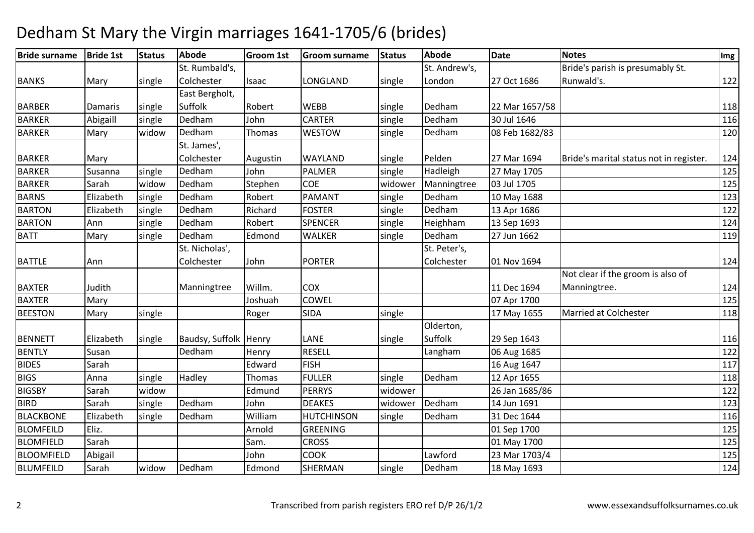# Dedham St Mary the Virgin marriages 1641-1705/6 (brides)

| Bride surname | Bride 1st | Status | Abode | Groom 1st | Groom surname | Status | Abode | Date | Notes | Img |
|---|---|---|---|---|---|---|---|---|---|---|
| BANKS | Mary | single | St. Rumbald's, Colchester | Isaac | LONGLAND | single | St. Andrew's, London | 27 Oct 1686 | Bride's parish is presumably St. Runwald's. | 122 |
| BARBER | Damaris | single | East Bergholt, Suffolk | Robert | WEBB | single | Dedham | 22 Mar 1657/58 | | 118 |
| BARKER | Abigaill | single | Dedham | John | CARTER | single | Dedham | 30 Jul 1646 | | 116 |
| BARKER | Mary | widow | Dedham | Thomas | WESTOW | single | Dedham | 08 Feb 1682/83 | | 120 |
| BARKER | Mary | | St. James', Colchester | Augustin | WAYLAND | single | Pelden | 27 Mar 1694 | Bride's marital status not in register. | 124 |
| BARKER | Susanna | single | Dedham | John | PALMER | single | Hadleigh | 27 May 1705 | | 125 |
| BARKER | Sarah | widow | Dedham | Stephen | COE | widower | Manningtree | 03 Jul 1705 | | 125 |
| BARNS | Elizabeth | single | Dedham | Robert | PAMANT | single | Dedham | 10 May 1688 | | 123 |
| BARTON | Elizabeth | single | Dedham | Richard | FOSTER | single | Dedham | 13 Apr 1686 | | 122 |
| BARTON | Ann | single | Dedham | Robert | SPENCER | single | Heighham | 13 Sep 1693 | | 124 |
| BATT | Mary | single | Dedham | Edmond | WALKER | single | Dedham | 27 Jun 1662 | | 119 |
| BATTLE | Ann | | St. Nicholas', Colchester | John | PORTER | | St. Peter's, Colchester | 01 Nov 1694 | | 124 |
| BAXTER | Judith | | Manningtree | Willm. | COX | | | 11 Dec 1694 | Not clear if the groom is also of Manningtree. | 124 |
| BAXTER | Mary | | | Joshuah | COWEL | | | 07 Apr 1700 | | 125 |
| BEESTON | Mary | single | | Roger | SIDA | single | | 17 May 1655 | Married at Colchester | 118 |
| BENNETT | Elizabeth | single | Baudsy, Suffolk | Henry | LANE | single | Olderton, Suffolk | 29 Sep 1643 | | 116 |
| BENTLY | Susan | | Dedham | Henry | RESELL | | Langham | 06 Aug 1685 | | 122 |
| BIDES | Sarah | | | Edward | FISH | | | 16 Aug 1647 | | 117 |
| BIGS | Anna | single | Hadley | Thomas | FULLER | single | Dedham | 12 Apr 1655 | | 118 |
| BIGSBY | Sarah | widow | | Edmund | PERRYS | widower | | 26 Jan 1685/86 | | 122 |
| BIRD | Sarah | single | Dedham | John | DEAKES | widower | Dedham | 14 Jun 1691 | | 123 |
| BLACKBONE | Elizabeth | single | Dedham | William | HUTCHINSON | single | Dedham | 31 Dec 1644 | | 116 |
| BLOMFEILD | Eliz. | | | Arnold | GREENING | | | 01 Sep 1700 | | 125 |
| BLOMFIELD | Sarah | | | Sam. | CROSS | | | 01 May 1700 | | 125 |
| BLOOMFIELD | Abigail | | | John | COOK | | Lawford | 23 Mar 1703/4 | | 125 |
| BLUMFEILD | Sarah | widow | Dedham | Edmond | SHERMAN | single | Dedham | 18 May 1693 | | 124 |

Transcribed from parish registers ERO ref D/P 26/1/2

www.essexandsuffolksurnames.co.uk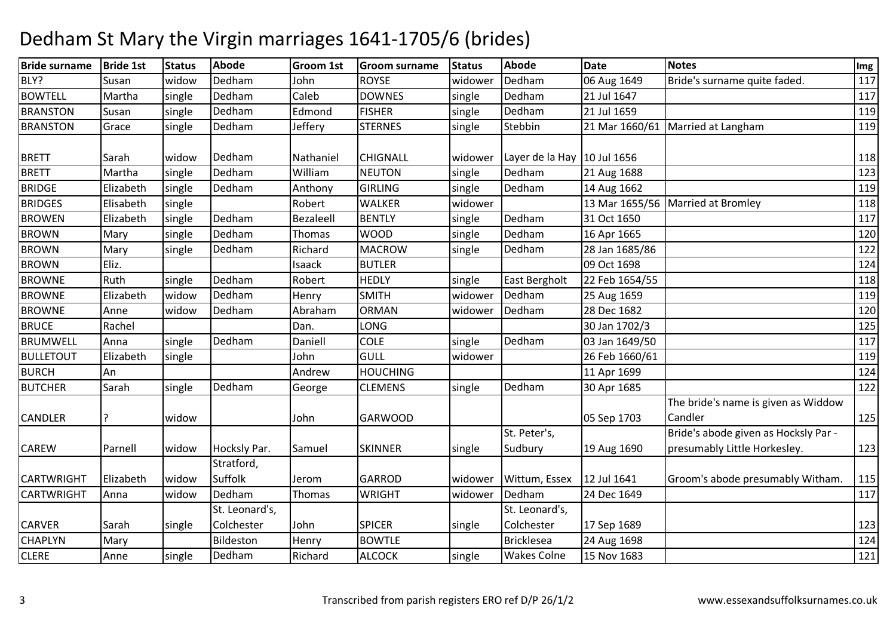# Dedham St Mary the Virgin marriages 1641-1705/6 (brides)

| Bride surname | Bride 1st | Status | Abode | Groom 1st | Groom surname | Status | Abode | Date | Notes | Img |
|---|---|---|---|---|---|---|---|---|---|---|
| BLY? | Susan | widow | Dedham | John | ROYSE | widower | Dedham | 06 Aug 1649 | Bride's surname quite faded. | 117 |
| BOWTELL | Martha | single | Dedham | Caleb | DOWNES | single | Dedham | 21 Jul 1647 | | 117 |
| BRANSTON | Susan | single | Dedham | Edmond | FISHER | single | Dedham | 21 Jul 1659 | | 119 |
| BRANSTON | Grace | single | Dedham | Jeffery | STERNES | single | Stebbin | 21 Mar 1660/61 | Married at Langham | 119 |
| BRETT | Sarah | widow | Dedham | Nathaniel | CHIGNALL | widower | Layer de la Hay | 10 Jul 1656 | | 118 |
| BRETT | Martha | single | Dedham | William | NEUTON | single | Dedham | 21 Aug 1688 | | 123 |
| BRIDGE | Elizabeth | single | Dedham | Anthony | GIRLING | single | Dedham | 14 Aug 1662 | | 119 |
| BRIDGES | Elisabeth | single | | Robert | WALKER | widower | | 13 Mar 1655/56 | Married at Bromley | 118 |
| BROWEN | Elizabeth | single | Dedham | Bezaleell | BENTLY | single | Dedham | 31 Oct 1650 | | 117 |
| BROWN | Mary | single | Dedham | Thomas | WOOD | single | Dedham | 16 Apr 1665 | | 120 |
| BROWN | Mary | single | Dedham | Richard | MACROW | single | Dedham | 28 Jan 1685/86 | | 122 |
| BROWN | Eliz. | | | Isaack | BUTLER | | | 09 Oct 1698 | | 124 |
| BROWNE | Ruth | single | Dedham | Robert | HEDLY | single | East Bergholt | 22 Feb 1654/55 | | 118 |
| BROWNE | Elizabeth | widow | Dedham | Henry | SMITH | widower | Dedham | 25 Aug 1659 | | 119 |
| BROWNE | Anne | widow | Dedham | Abraham | ORMAN | widower | Dedham | 28 Dec 1682 | | 120 |
| BRUCE | Rachel | | | Dan. | LONG | | | 30 Jan 1702/3 | | 125 |
| BRUMWELL | Anna | single | Dedham | Daniell | COLE | single | Dedham | 03 Jan 1649/50 | | 117 |
| BULLETOUT | Elizabeth | single | | John | GULL | widower | | 26 Feb 1660/61 | | 119 |
| BURCH | An | | | Andrew | HOUCHING | | | 11 Apr 1699 | | 124 |
| BUTCHER | Sarah | single | Dedham | George | CLEMENS | single | Dedham | 30 Apr 1685 | | 122 |
| CANDLER | ? | widow | | John | GARWOOD | | | 05 Sep 1703 | The bride's name is given as Widdow Candler | 125 |
| CAREW | Parnell | widow | Hocksly Par. | Samuel | SKINNER | single | St. Peter's, Sudbury | 19 Aug 1690 | Bride's abode given as Hocksly Par - presumably Little Horkesley. | 123 |
| CARTWRIGHT | Elizabeth | widow | Stratford, Suffolk | Jerom | GARROD | widower | Wittum, Essex | 12 Jul 1641 | Groom's abode presumably Witham. | 115 |
| CARTWRIGHT | Anna | widow | Dedham | Thomas | WRIGHT | widower | Dedham | 24 Dec 1649 | | 117 |
| CARVER | Sarah | single | St. Leonard's, Colchester | John | SPICER | single | St. Leonard's, Colchester | 17 Sep 1689 | | 123 |
| CHAPLYN | Mary | | Bildeston | Henry | BOWTLE | | Bricklesea | 24 Aug 1698 | | 124 |
| CLERE | Anne | single | Dedham | Richard | ALCOCK | single | Wakes Colne | 15 Nov 1683 | | 121 |

Transcribed from parish registers ERO ref D/P 26/1/2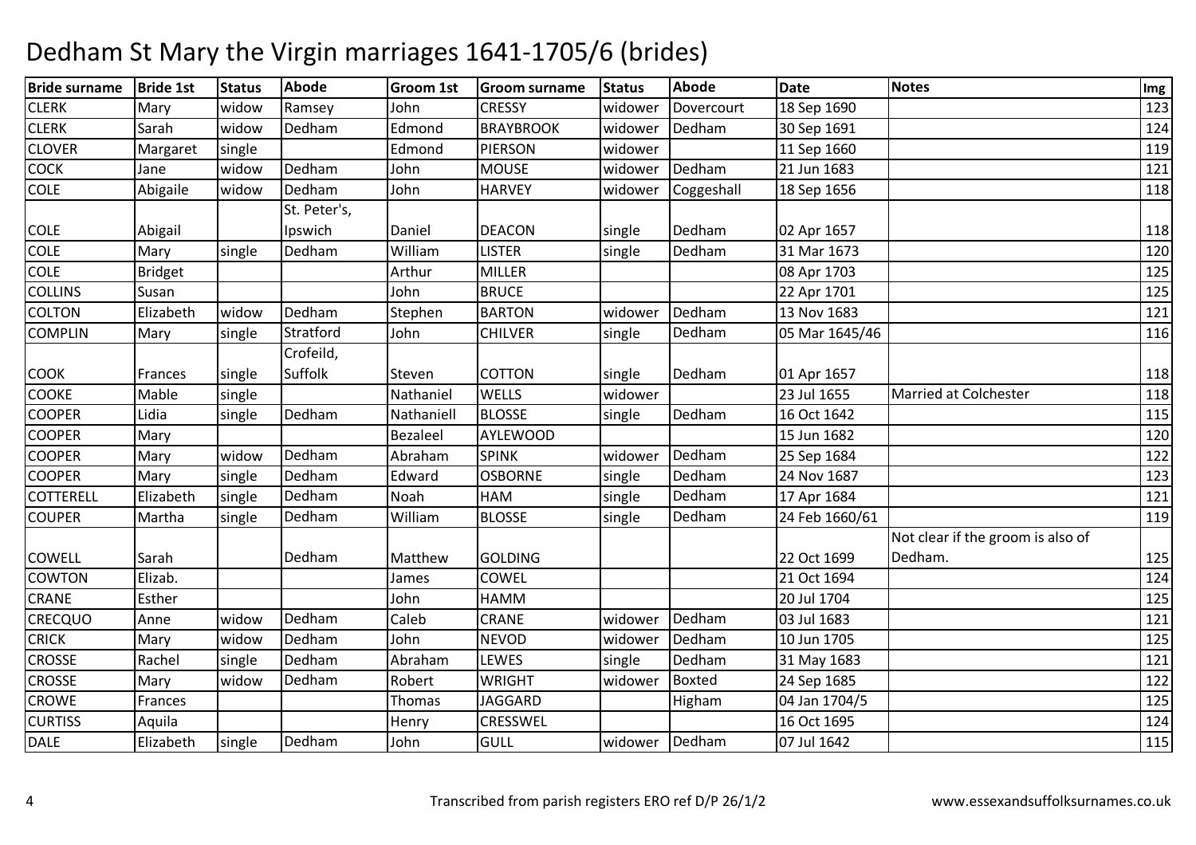# Dedham St Mary the Virgin marriages 1641-1705/6 (brides)

| Bride surname | Bride 1st | Status | Abode | Groom 1st | Groom surname | Status | Abode | Date | Notes | Img |
|---|---|---|---|---|---|---|---|---|---|---|
| CLERK | Mary | widow | Ramsey | John | CRESSY | widower | Dovercourt | 18 Sep 1690 | | 123 |
| CLERK | Sarah | widow | Dedham | Edmond | BRAYBROOK | widower | Dedham | 30 Sep 1691 | | 124 |
| CLOVER | Margaret | single | | Edmond | PIERSON | widower | | 11 Sep 1660 | | 119 |
| COCK | Jane | widow | Dedham | John | MOUSE | widower | Dedham | 21 Jun 1683 | | 121 |
| COLE | Abigaile | widow | Dedham | John | HARVEY | widower | Coggeshall | 18 Sep 1656 | | 118 |
| COLE | Abigail | | St. Peter's, Ipswich | Daniel | DEACON | single | Dedham | 02 Apr 1657 | | 118 |
| COLE | Mary | single | Dedham | William | LISTER | single | Dedham | 31 Mar 1673 | | 120 |
| COLE | Bridget | | | Arthur | MILLER | | | 08 Apr 1703 | | 125 |
| COLLINS | Susan | | | John | BRUCE | | | 22 Apr 1701 | | 125 |
| COLTON | Elizabeth | widow | Dedham | Stephen | BARTON | widower | Dedham | 13 Nov 1683 | | 121 |
| COMPLIN | Mary | single | Stratford | John | CHILVER | single | Dedham | 05 Mar 1645/46 | | 116 |
| COOK | Frances | single | Crofeild, Suffolk | Steven | COTTON | single | Dedham | 01 Apr 1657 | | 118 |
| COOKE | Mable | single | | Nathaniel | WELLS | widower | | 23 Jul 1655 | Married at Colchester | 118 |
| COOPER | Lidia | single | Dedham | Nathaniell | BLOSSE | single | Dedham | 16 Oct 1642 | | 115 |
| COOPER | Mary | | | Bezaleel | AYLEWOOD | | | 15 Jun 1682 | | 120 |
| COOPER | Mary | widow | Dedham | Abraham | SPINK | widower | Dedham | 25 Sep 1684 | | 122 |
| COOPER | Mary | single | Dedham | Edward | OSBORNE | single | Dedham | 24 Nov 1687 | | 123 |
| COTTERELL | Elizabeth | single | Dedham | Noah | HAM | single | Dedham | 17 Apr 1684 | | 121 |
| COUPER | Martha | single | Dedham | William | BLOSSE | single | Dedham | 24 Feb 1660/61 | | 119 |
| COWELL | Sarah | | Dedham | Matthew | GOLDING | | | 22 Oct 1699 | Not clear if the groom is also of Dedham. | 125 |
| COWTON | Elizab. | | | James | COWEL | | | 21 Oct 1694 | | 124 |
| CRANE | Esther | | | John | HAMM | | | 20 Jul 1704 | | 125 |
| CRECQUO | Anne | widow | Dedham | Caleb | CRANE | widower | Dedham | 03 Jul 1683 | | 121 |
| CRICK | Mary | widow | Dedham | John | NEVOD | widower | Dedham | 10 Jun 1705 | | 125 |
| CROSSE | Rachel | single | Dedham | Abraham | LEWES | single | Dedham | 31 May 1683 | | 121 |
| CROSSE | Mary | widow | Dedham | Robert | WRIGHT | widower | Boxted | 24 Sep 1685 | | 122 |
| CROWE | Frances | | | Thomas | JAGGARD | | Higham | 04 Jan 1704/5 | | 125 |
| CURTISS | Aquila | | | Henry | CRESSWEL | | | 16 Oct 1695 | | 124 |
| DALE | Elizabeth | single | Dedham | John | GULL | widower | Dedham | 07 Jul 1642 | | 115 |

Transcribed from parish registers ERO ref D/P 26/1/2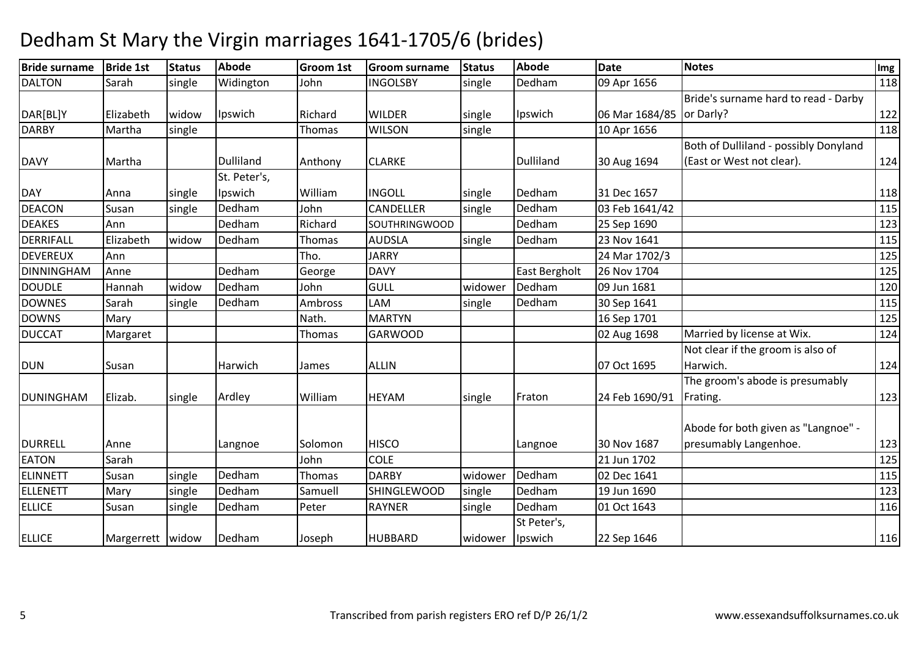# Dedham St Mary the Virgin marriages 1641-1705/6 (brides)

| Bride surname | Bride 1st | Status | Abode | Groom 1st | Groom surname | Status | Abode | Date | Notes | Img |
|---|---|---|---|---|---|---|---|---|---|---|
| DALTON | Sarah | single | Widington | John | INGOLSBY | single | Dedham | 09 Apr 1656 | | 118 |
| DAR[BL]Y | Elizabeth | widow | Ipswich | Richard | WILDER | single | Ipswich | 06 Mar 1684/85 | Bride's surname hard to read - Darby or Darly? | 122 |
| DARBY | Martha | single | | Thomas | WILSON | single | | 10 Apr 1656 | | 118 |
| DAVY | Martha | | Dulliland | Anthony | CLARKE | | Dulliland | 30 Aug 1694 | Both of Dulliland - possibly Donyland (East or West not clear). | 124 |
| DAY | Anna | single | St. Peter's, Ipswich | William | INGOLL | single | Dedham | 31 Dec 1657 | | 118 |
| DEACON | Susan | single | Dedham | John | CANDELLER | single | Dedham | 03 Feb 1641/42 | | 115 |
| DEAKES | Ann | | Dedham | Richard | SOUTHRINGWOOD | | Dedham | 25 Sep 1690 | | 123 |
| DERRIFALL | Elizabeth | widow | Dedham | Thomas | AUDSLA | single | Dedham | 23 Nov 1641 | | 115 |
| DEVEREUX | Ann | | | Tho. | JARRY | | | 24 Mar 1702/3 | | 125 |
| DINNINGHAM | Anne | | Dedham | George | DAVY | | East Bergholt | 26 Nov 1704 | | 125 |
| DOUDLE | Hannah | widow | Dedham | John | GULL | widower | Dedham | 09 Jun 1681 | | 120 |
| DOWNES | Sarah | single | Dedham | Ambross | LAM | single | Dedham | 30 Sep 1641 | | 115 |
| DOWNS | Mary | | | Nath. | MARTYN | | | 16 Sep 1701 | | 125 |
| DUCCAT | Margaret | | | Thomas | GARWOOD | | | 02 Aug 1698 | Married by license at Wix. | 124 |
| DUN | Susan | | Harwich | James | ALLIN | | | 07 Oct 1695 | Not clear if the groom is also of Harwich. | 124 |
| DUNINGHAM | Elizab. | single | Ardley | William | HEYAM | single | Fraton | 24 Feb 1690/91 | The groom's abode is presumably Frating. | 123 |
| DURRELL | Anne | | Langnoe | Solomon | HISCO | | Langnoe | 30 Nov 1687 | Abode for both given as "Langnoe" - presumably Langenhoe. | 123 |
| EATON | Sarah | | | John | COLE | | | 21 Jun 1702 | | 125 |
| ELINNETT | Susan | single | Dedham | Thomas | DARBY | widower | Dedham | 02 Dec 1641 | | 115 |
| ELLENETT | Mary | single | Dedham | Samuell | SHINGLEWOOD | single | Dedham | 19 Jun 1690 | | 123 |
| ELLICE | Susan | single | Dedham | Peter | RAYNER | single | Dedham | 01 Oct 1643 | | 116 |
| ELLICE | Margerrett | widow | Dedham | Joseph | HUBBARD | widower | St Peter's, Ipswich | 22 Sep 1646 | | 116 |

Transcribed from parish registers ERO ref D/P 26/1/2

www.essexandsuffolksurnames.co.uk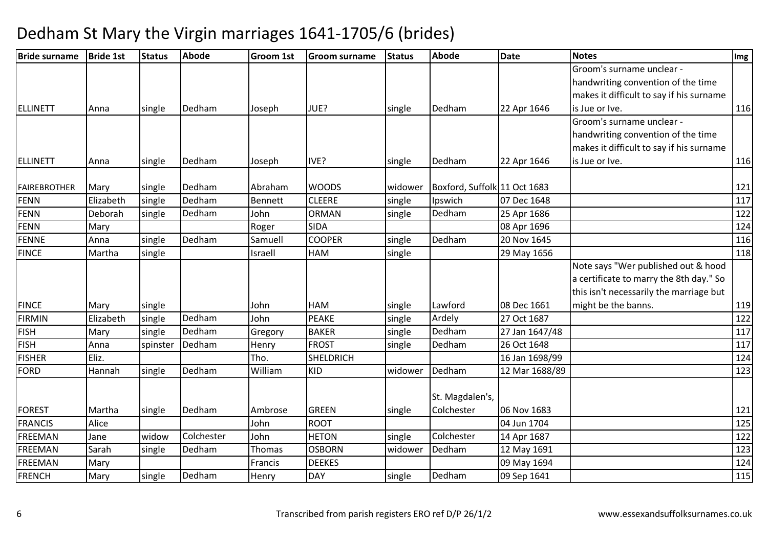# Dedham St Mary the Virgin marriages 1641-1705/6 (brides)

| Bride surname | Bride 1st | Status | Abode | Groom 1st | Groom surname | Status | Abode | Date | Notes | Img |
|---|---|---|---|---|---|---|---|---|---|---|
| ELLINETT | Anna | single | Dedham | Joseph | JUE? | single | Dedham | 22 Apr 1646 | Groom's surname unclear - handwriting convention of the time makes it difficult to say if his surname is Jue or Ive. | 116 |
| ELLINETT | Anna | single | Dedham | Joseph | IVE? | single | Dedham | 22 Apr 1646 | Groom's surname unclear - handwriting convention of the time makes it difficult to say if his surname is Jue or Ive. | 116 |
| FAIREBROTHER | Mary | single | Dedham | Abraham | WOODS | widower | Boxford, Suffolk | 11 Oct 1683 | | 121 |
| FENN | Elizabeth | single | Dedham | Bennett | CLEERE | single | Ipswich | 07 Dec 1648 | | 117 |
| FENN | Deborah | single | Dedham | John | ORMAN | single | Dedham | 25 Apr 1686 | | 122 |
| FENN | Mary | | | Roger | SIDA | | | 08 Apr 1696 | | 124 |
| FENNE | Anna | single | Dedham | Samuell | COOPER | single | Dedham | 20 Nov 1645 | | 116 |
| FINCE | Martha | single | | Israell | HAM | single | | 29 May 1656 | | 118 |
| FINCE | Mary | single | | John | HAM | single | Lawford | 08 Dec 1661 | Note says "Wer published out & hood a certificate to marry the 8th day." So this isn't necessarily the marriage but might be the banns. | 119 |
| FIRMIN | Elizabeth | single | Dedham | John | PEAKE | single | Ardely | 27 Oct 1687 | | 122 |
| FISH | Mary | single | Dedham | Gregory | BAKER | single | Dedham | 27 Jan 1647/48 | | 117 |
| FISH | Anna | spinster | Dedham | Henry | FROST | single | Dedham | 26 Oct 1648 | | 117 |
| FISHER | Eliz. | | | Tho. | SHELDRICH | | | 16 Jan 1698/99 | | 124 |
| FORD | Hannah | single | Dedham | William | KID | widower | Dedham | 12 Mar 1688/89 | | 123 |
| FOREST | Martha | single | Dedham | Ambrose | GREEN | single | St. Magdalen's, Colchester | 06 Nov 1683 | | 121 |
| FRANCIS | Alice | | | John | ROOT | | | 04 Jun 1704 | | 125 |
| FREEMAN | Jane | widow | Colchester | John | HETON | single | Colchester | 14 Apr 1687 | | 122 |
| FREEMAN | Sarah | single | Dedham | Thomas | OSBORN | widower | Dedham | 12 May 1691 | | 123 |
| FREEMAN | Mary | | | Francis | DEEKES | | | 09 May 1694 | | 124 |
| FRENCH | Mary | single | Dedham | Henry | DAY | single | Dedham | 09 Sep 1641 | | 115 |

Transcribed from parish registers ERO ref D/P 26/1/2

www.essexandsuffolksurnames.co.uk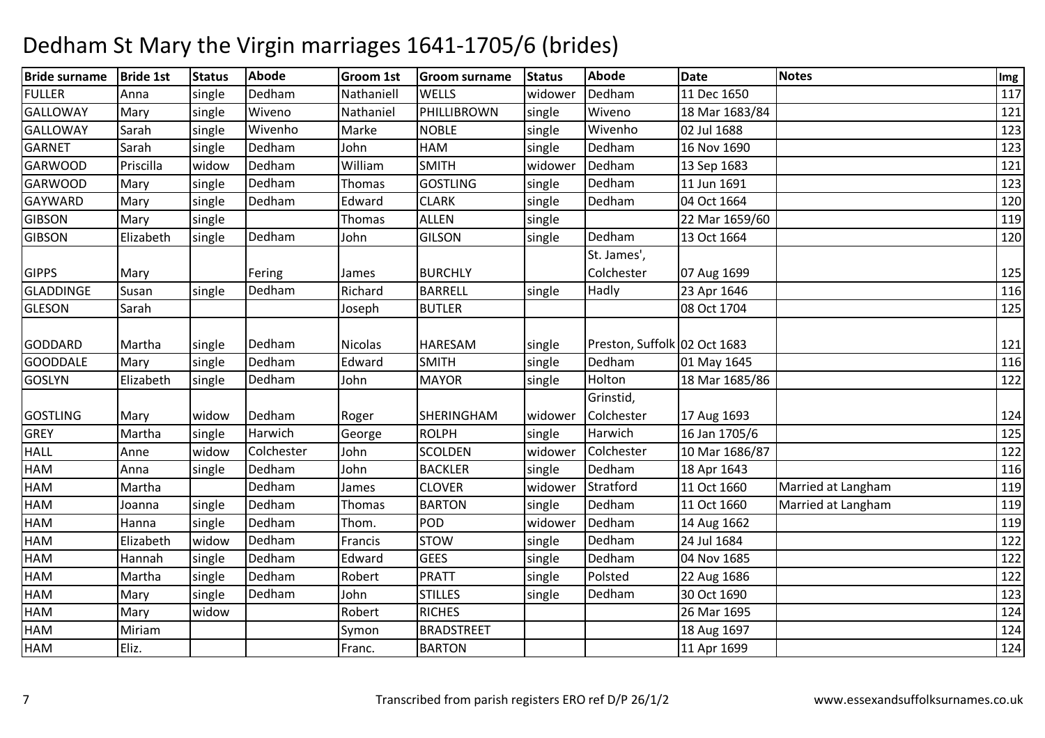# Dedham St Mary the Virgin marriages 1641-1705/6 (brides)

| Bride surname | Bride 1st | Status | Abode | Groom 1st | Groom surname | Status | Abode | Date | Notes | Img |
|---|---|---|---|---|---|---|---|---|---|---|
| FULLER | Anna | single | Dedham | Nathaniell | WELLS | widower | Dedham | 11 Dec 1650 | | 117 |
| GALLOWAY | Mary | single | Wiveno | Nathaniel | PHILLIBROWN | single | Wiveno | 18 Mar 1683/84 | | 121 |
| GALLOWAY | Sarah | single | Wivenho | Marke | NOBLE | single | Wivenho | 02 Jul 1688 | | 123 |
| GARNET | Sarah | single | Dedham | John | HAM | single | Dedham | 16 Nov 1690 | | 123 |
| GARWOOD | Priscilla | widow | Dedham | William | SMITH | widower | Dedham | 13 Sep 1683 | | 121 |
| GARWOOD | Mary | single | Dedham | Thomas | GOSTLING | single | Dedham | 11 Jun 1691 | | 123 |
| GAYWARD | Mary | single | Dedham | Edward | CLARK | single | Dedham | 04 Oct 1664 | | 120 |
| GIBSON | Mary | single | | Thomas | ALLEN | single | | 22 Mar 1659/60 | | 119 |
| GIBSON | Elizabeth | single | Dedham | John | GILSON | single | Dedham | 13 Oct 1664 | | 120 |
| GIPPS | Mary | | Fering | James | BURCHLY | | St. James', Colchester | 07 Aug 1699 | | 125 |
| GLADDINGE | Susan | single | Dedham | Richard | BARRELL | single | Hadly | 23 Apr 1646 | | 116 |
| GLESON | Sarah | | | Joseph | BUTLER | | | 08 Oct 1704 | | 125 |
| GODDARD | Martha | single | Dedham | Nicolas | HARESAM | single | Preston, Suffolk | 02 Oct 1683 | | 121 |
| GOODDALE | Mary | single | Dedham | Edward | SMITH | single | Dedham | 01 May 1645 | | 116 |
| GOSLYN | Elizabeth | single | Dedham | John | MAYOR | single | Holton | 18 Mar 1685/86 | | 122 |
| GOSTLING | Mary | widow | Dedham | Roger | SHERINGHAM | widower | Grinstid, Colchester | 17 Aug 1693 | | 124 |
| GREY | Martha | single | Harwich | George | ROLPH | single | Harwich | 16 Jan 1705/6 | | 125 |
| HALL | Anne | widow | Colchester | John | SCOLDEN | widower | Colchester | 10 Mar 1686/87 | | 122 |
| HAM | Anna | single | Dedham | John | BACKLER | single | Dedham | 18 Apr 1643 | | 116 |
| HAM | Martha | | Dedham | James | CLOVER | widower | Stratford | 11 Oct 1660 | Married at Langham | 119 |
| HAM | Joanna | single | Dedham | Thomas | BARTON | single | Dedham | 11 Oct 1660 | Married at Langham | 119 |
| HAM | Hanna | single | Dedham | Thom. | POD | widower | Dedham | 14 Aug 1662 | | 119 |
| HAM | Elizabeth | widow | Dedham | Francis | STOW | single | Dedham | 24 Jul 1684 | | 122 |
| HAM | Hannah | single | Dedham | Edward | GEES | single | Dedham | 04 Nov 1685 | | 122 |
| HAM | Martha | single | Dedham | Robert | PRATT | single | Polsted | 22 Aug 1686 | | 122 |
| HAM | Mary | single | Dedham | John | STILLES | single | Dedham | 30 Oct 1690 | | 123 |
| HAM | Mary | widow | | Robert | RICHES | | | 26 Mar 1695 | | 124 |
| HAM | Miriam | | | Symon | BRADSTREET | | | 18 Aug 1697 | | 124 |
| HAM | Eliz. | | | Franc. | BARTON | | | 11 Apr 1699 | | 124 |

Transcribed from parish registers ERO ref D/P 26/1/2 www.essexandsuffolksurnames.co.uk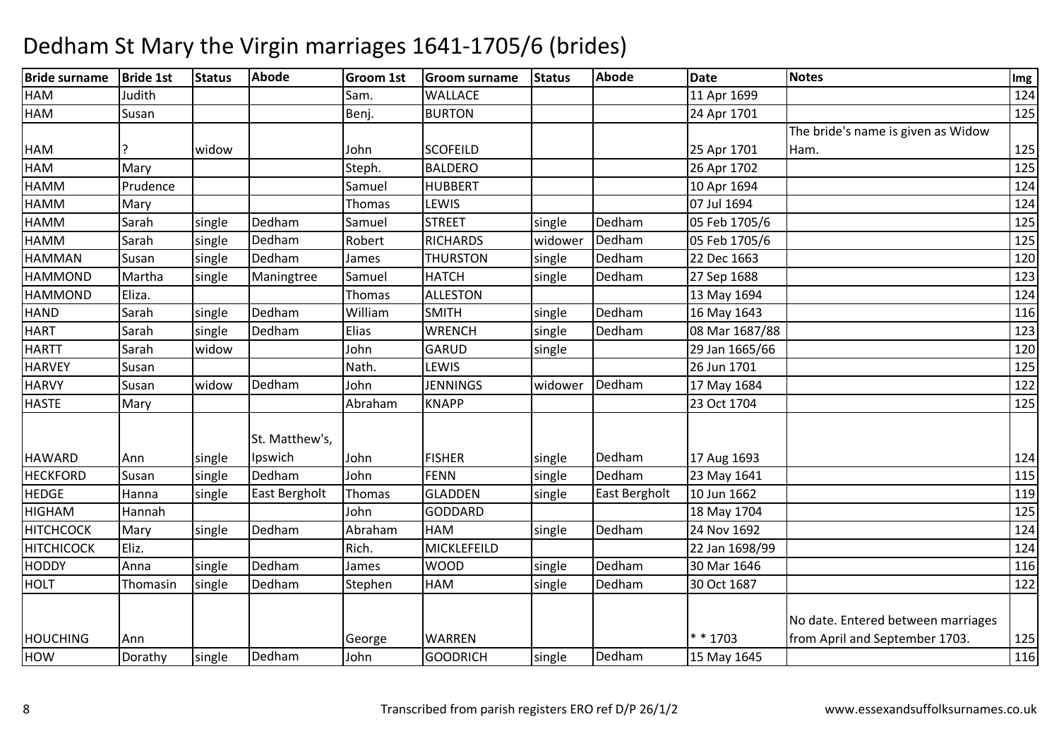# Dedham St Mary the Virgin marriages 1641-1705/6 (brides)

| Bride surname | Bride 1st | Status | Abode | Groom 1st | Groom surname | Status | Abode | Date | Notes | Img |
|---|---|---|---|---|---|---|---|---|---|---|
| HAM | Judith | | | Sam. | WALLACE | | | 11 Apr 1699 | | 124 |
| HAM | Susan | | | Benj. | BURTON | | | 24 Apr 1701 | | 125 |
| HAM | ? | widow | | John | SCOFEILD | | | 25 Apr 1701 | The bride's name is given as Widow Ham. | 125 |
| HAM | Mary | | | Steph. | BALDERO | | | 26 Apr 1702 | | 125 |
| HAMM | Prudence | | | Samuel | HUBBERT | | | 10 Apr 1694 | | 124 |
| HAMM | Mary | | | Thomas | LEWIS | | | 07 Jul 1694 | | 124 |
| HAMM | Sarah | single | Dedham | Samuel | STREET | single | Dedham | 05 Feb 1705/6 | | 125 |
| HAMM | Sarah | single | Dedham | Robert | RICHARDS | widower | Dedham | 05 Feb 1705/6 | | 125 |
| HAMMAN | Susan | single | Dedham | James | THURSTON | single | Dedham | 22 Dec 1663 | | 120 |
| HAMMOND | Martha | single | Maningtree | Samuel | HATCH | single | Dedham | 27 Sep 1688 | | 123 |
| HAMMOND | Eliza. | | | Thomas | ALLESTON | | | 13 May 1694 | | 124 |
| HAND | Sarah | single | Dedham | William | SMITH | single | Dedham | 16 May 1643 | | 116 |
| HART | Sarah | single | Dedham | Elias | WRENCH | single | Dedham | 08 Mar 1687/88 | | 123 |
| HARTT | Sarah | widow | | John | GARUD | single | | 29 Jan 1665/66 | | 120 |
| HARVEY | Susan | | | Nath. | LEWIS | | | 26 Jun 1701 | | 125 |
| HARVY | Susan | widow | Dedham | John | JENNINGS | widower | Dedham | 17 May 1684 | | 122 |
| HASTE | Mary | | | Abraham | KNAPP | | | 23 Oct 1704 | | 125 |
| HAWARD | Ann | single | St. Matthew's, Ipswich | John | FISHER | single | Dedham | 17 Aug 1693 | | 124 |
| HECKFORD | Susan | single | Dedham | John | FENN | single | Dedham | 23 May 1641 | | 115 |
| HEDGE | Hanna | single | East Bergholt | Thomas | GLADDEN | single | East Bergholt | 10 Jun 1662 | | 119 |
| HIGHAM | Hannah | | | John | GODDARD | | | 18 May 1704 | | 125 |
| HITCHCOCK | Mary | single | Dedham | Abraham | HAM | single | Dedham | 24 Nov 1692 | | 124 |
| HITCHICOCK | Eliz. | | | Rich. | MICKLEFEILD | | | 22 Jan 1698/99 | | 124 |
| HODDY | Anna | single | Dedham | James | WOOD | single | Dedham | 30 Mar 1646 | | 116 |
| HOLT | Thomasin | single | Dedham | Stephen | HAM | single | Dedham | 30 Oct 1687 | | 122 |
| HOUCHING | Ann | | | George | WARREN | | | * * 1703 | No date. Entered between marriages from April and September 1703. | 125 |
| HOW | Dorathy | single | Dedham | John | GOODRICH | single | Dedham | 15 May 1645 | | 116 |

Transcribed from parish registers ERO ref D/P 26/1/2 www.essexandsuffolksurnames.co.uk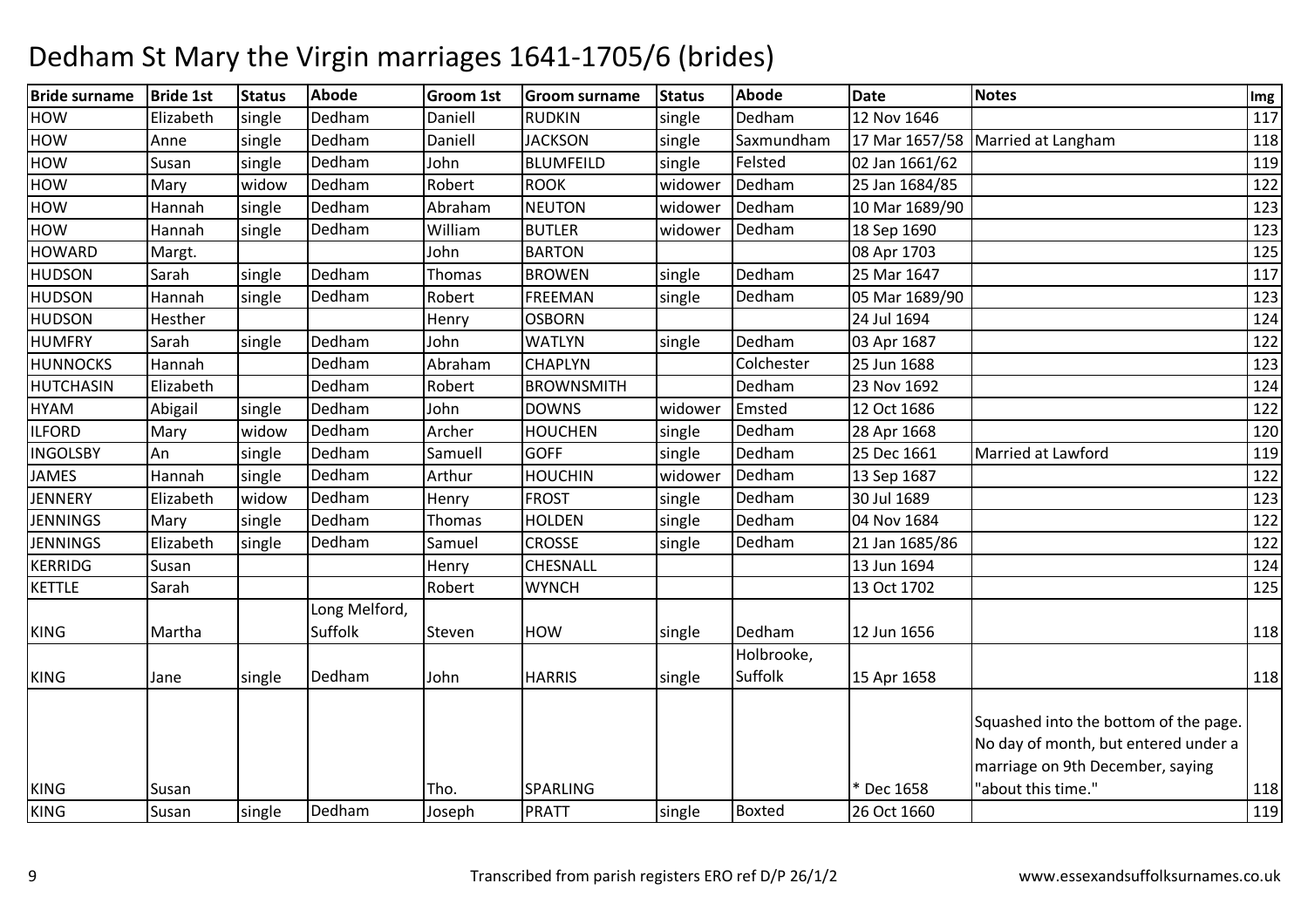# Dedham St Mary the Virgin marriages 1641-1705/6 (brides)

| Bride surname | Bride 1st | Status | Abode | Groom 1st | Groom surname | Status | Abode | Date | Notes | Img |
|---|---|---|---|---|---|---|---|---|---|---|
| HOW | Elizabeth | single | Dedham | Daniell | RUDKIN | single | Dedham | 12 Nov 1646 | | 117 |
| HOW | Anne | single | Dedham | Daniell | JACKSON | single | Saxmundham | 17 Mar 1657/58 | Married at Langham | 118 |
| HOW | Susan | single | Dedham | John | BLUMFEILD | single | Felsted | 02 Jan 1661/62 | | 119 |
| HOW | Mary | widow | Dedham | Robert | ROOK | widower | Dedham | 25 Jan 1684/85 | | 122 |
| HOW | Hannah | single | Dedham | Abraham | NEUTON | widower | Dedham | 10 Mar 1689/90 | | 123 |
| HOW | Hannah | single | Dedham | William | BUTLER | widower | Dedham | 18 Sep 1690 | | 123 |
| HOWARD | Margt. | | | John | BARTON | | | 08 Apr 1703 | | 125 |
| HUDSON | Sarah | single | Dedham | Thomas | BROWEN | single | Dedham | 25 Mar 1647 | | 117 |
| HUDSON | Hannah | single | Dedham | Robert | FREEMAN | single | Dedham | 05 Mar 1689/90 | | 123 |
| HUDSON | Hesther | | | Henry | OSBORN | | | 24 Jul 1694 | | 124 |
| HUMFRY | Sarah | single | Dedham | John | WATLYN | single | Dedham | 03 Apr 1687 | | 122 |
| HUNNOCKS | Hannah | | Dedham | Abraham | CHAPLYN | | Colchester | 25 Jun 1688 | | 123 |
| HUTCHASIN | Elizabeth | | Dedham | Robert | BROWNSMITH | | Dedham | 23 Nov 1692 | | 124 |
| HYAM | Abigail | single | Dedham | John | DOWNS | widower | Emsted | 12 Oct 1686 | | 122 |
| ILFORD | Mary | widow | Dedham | Archer | HOUCHEN | single | Dedham | 28 Apr 1668 | | 120 |
| INGOLSBY | An | single | Dedham | Samuell | GOFF | single | Dedham | 25 Dec 1661 | Married at Lawford | 119 |
| JAMES | Hannah | single | Dedham | Arthur | HOUCHIN | widower | Dedham | 13 Sep 1687 | | 122 |
| JENNERY | Elizabeth | widow | Dedham | Henry | FROST | single | Dedham | 30 Jul 1689 | | 123 |
| JENNINGS | Mary | single | Dedham | Thomas | HOLDEN | single | Dedham | 04 Nov 1684 | | 122 |
| JENNINGS | Elizabeth | single | Dedham | Samuel | CROSSE | single | Dedham | 21 Jan 1685/86 | | 122 |
| KERRIDG | Susan | | | Henry | CHESNALL | | | 13 Jun 1694 | | 124 |
| KETTLE | Sarah | | | Robert | WYNCH | | | 13 Oct 1702 | | 125 |
| KING | Martha | | Long Melford, Suffolk | Steven | HOW | single | Dedham | 12 Jun 1656 | | 118 |
| KING | Jane | single | Dedham | John | HARRIS | single | Holbrooke, Suffolk | 15 Apr 1658 | | 118 |
| KING | Susan | | | Tho. | SPARLING | | | * Dec 1658 | Squashed into the bottom of the page. No day of month, but entered under a marriage on 9th December, saying "about this time." | 118 |
| KING | Susan | single | Dedham | Joseph | PRATT | single | Boxted | 26 Oct 1660 | | 119 |

Transcribed from parish registers ERO ref D/P 26/1/2

www.essexandsuffolksurnames.co.uk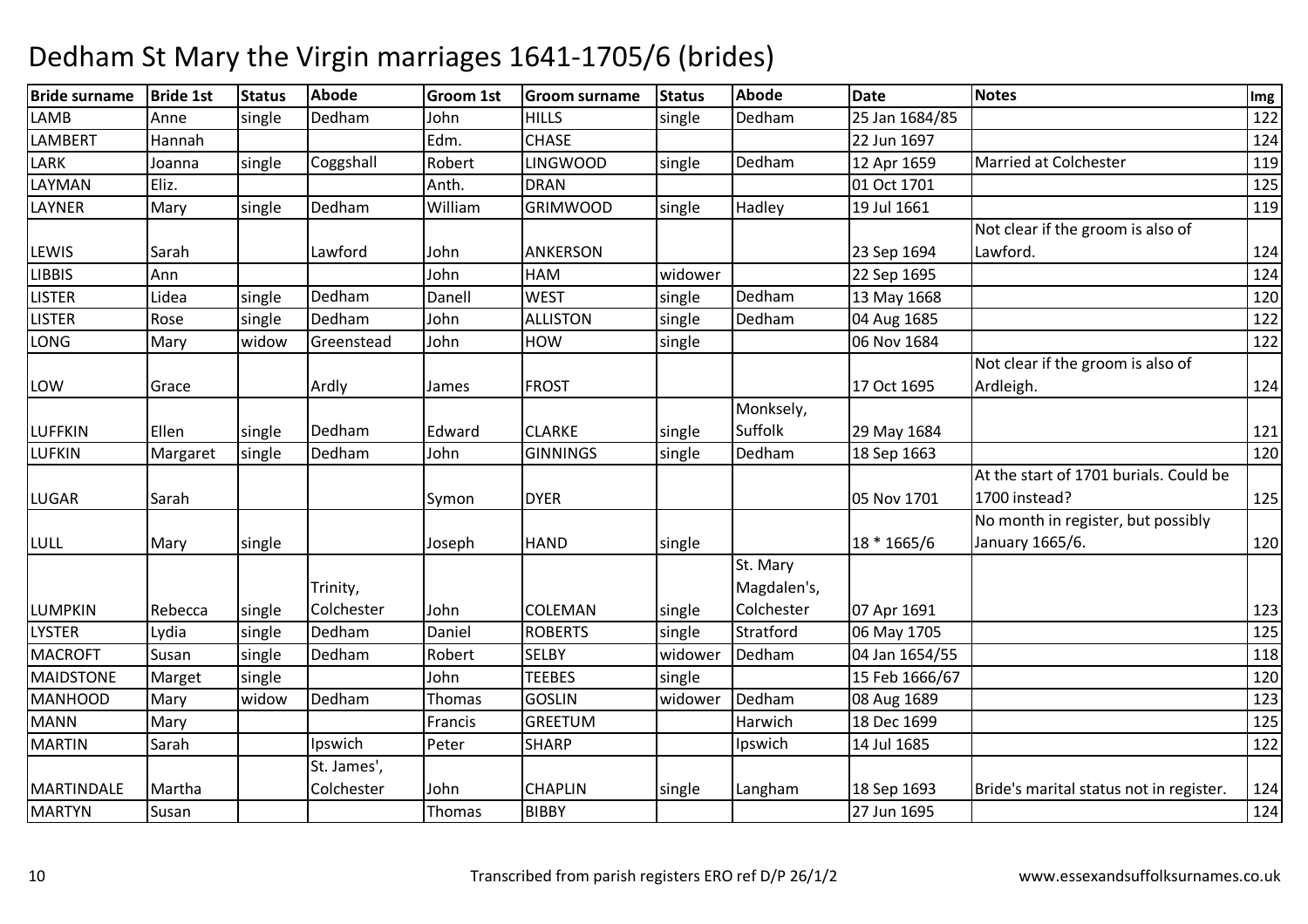# Dedham St Mary the Virgin marriages 1641-1705/6 (brides)

| Bride surname | Bride 1st | Status | Abode | Groom 1st | Groom surname | Status | Abode | Date | Notes | Img |
|---|---|---|---|---|---|---|---|---|---|---|
| LAMB | Anne | single | Dedham | John | HILLS | single | Dedham | 25 Jan 1684/85 | | 122 |
| LAMBERT | Hannah | | | Edm. | CHASE | | | 22 Jun 1697 | | 124 |
| LARK | Joanna | single | Coggshall | Robert | LINGWOOD | single | Dedham | 12 Apr 1659 | Married at Colchester | 119 |
| LAYMAN | Eliz. | | | Anth. | DRAN | | | 01 Oct 1701 | | 125 |
| LAYNER | Mary | single | Dedham | William | GRIMWOOD | single | Hadley | 19 Jul 1661 | | 119 |
| LEWIS | Sarah | | Lawford | John | ANKERSON | | | 23 Sep 1694 | Not clear if the groom is also of Lawford. | 124 |
| LIBBIS | Ann | | | John | HAM | widower | | 22 Sep 1695 | | 124 |
| LISTER | Lidea | single | Dedham | Danell | WEST | single | Dedham | 13 May 1668 | | 120 |
| LISTER | Rose | single | Dedham | John | ALLISTON | single | Dedham | 04 Aug 1685 | | 122 |
| LONG | Mary | widow | Greenstead | John | HOW | single | | 06 Nov 1684 | | 122 |
| LOW | Grace | | Ardly | James | FROST | | | 17 Oct 1695 | Not clear if the groom is also of Ardleigh. | 124 |
| LUFFKIN | Ellen | single | Dedham | Edward | CLARKE | single | Monksely, Suffolk | 29 May 1684 | | 121 |
| LUFKIN | Margaret | single | Dedham | John | GINNINGS | single | Dedham | 18 Sep 1663 | | 120 |
| LUGAR | Sarah | | | Symon | DYER | | | 05 Nov 1701 | At the start of 1701 burials. Could be 1700 instead? | 125 |
| LULL | Mary | single | | Joseph | HAND | single | | 18 * 1665/6 | No month in register, but possibly January 1665/6. | 120 |
| LUMPKIN | Rebecca | single | Trinity, Colchester | John | COLEMAN | single | St. Mary Magdalen's, Colchester | 07 Apr 1691 | | 123 |
| LYSTER | Lydia | single | Dedham | Daniel | ROBERTS | single | Stratford | 06 May 1705 | | 125 |
| MACROFT | Susan | single | Dedham | Robert | SELBY | widower | Dedham | 04 Jan 1654/55 | | 118 |
| MAIDSTONE | Marget | single | | John | TEEBES | single | | 15 Feb 1666/67 | | 120 |
| MANHOOD | Mary | widow | Dedham | Thomas | GOSLIN | widower | Dedham | 08 Aug 1689 | | 123 |
| MANN | Mary | | | Francis | GREETUM | | Harwich | 18 Dec 1699 | | 125 |
| MARTIN | Sarah | | Ipswich | Peter | SHARP | | Ipswich | 14 Jul 1685 | | 122 |
| MARTINDALE | Martha | | St. James', Colchester | John | CHAPLIN | single | Langham | 18 Sep 1693 | Bride's marital status not in register. | 124 |
| MARTYN | Susan | | | Thomas | BIBBY | | | 27 Jun 1695 | | 124 |

Transcribed from parish registers ERO ref D/P 26/1/2

www.essexandsuffolksurnames.co.uk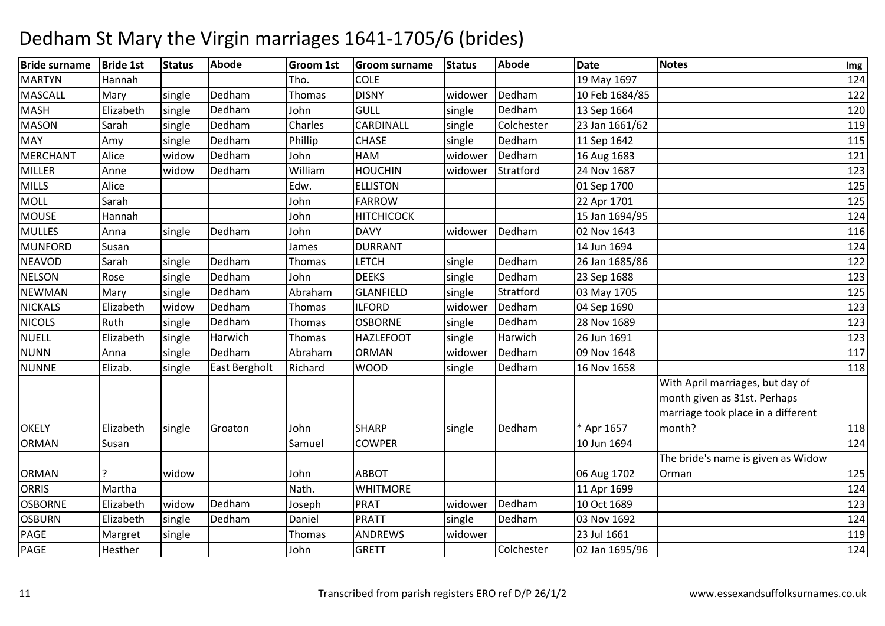# Dedham St Mary the Virgin marriages 1641-1705/6 (brides)

| Bride surname | Bride 1st | Status | Abode | Groom 1st | Groom surname | Status | Abode | Date | Notes | Img |
|---|---|---|---|---|---|---|---|---|---|---|
| MARTYN | Hannah | | | Tho. | COLE | | | 19 May 1697 | | 124 |
| MASCALL | Mary | single | Dedham | Thomas | DISNY | widower | Dedham | 10 Feb 1684/85 | | 122 |
| MASH | Elizabeth | single | Dedham | John | GULL | single | Dedham | 13 Sep 1664 | | 120 |
| MASON | Sarah | single | Dedham | Charles | CARDINALL | single | Colchester | 23 Jan 1661/62 | | 119 |
| MAY | Amy | single | Dedham | Phillip | CHASE | single | Dedham | 11 Sep 1642 | | 115 |
| MERCHANT | Alice | widow | Dedham | John | HAM | widower | Dedham | 16 Aug 1683 | | 121 |
| MILLER | Anne | widow | Dedham | William | HOUCHIN | widower | Stratford | 24 Nov 1687 | | 123 |
| MILLS | Alice | | | Edw. | ELLISTON | | | 01 Sep 1700 | | 125 |
| MOLL | Sarah | | | John | FARROW | | | 22 Apr 1701 | | 125 |
| MOUSE | Hannah | | | John | HITCHICOCK | | | 15 Jan 1694/95 | | 124 |
| MULLES | Anna | single | Dedham | John | DAVY | widower | Dedham | 02 Nov 1643 | | 116 |
| MUNFORD | Susan | | | James | DURRANT | | | 14 Jun 1694 | | 124 |
| NEAVOD | Sarah | single | Dedham | Thomas | LETCH | single | Dedham | 26 Jan 1685/86 | | 122 |
| NELSON | Rose | single | Dedham | John | DEEKS | single | Dedham | 23 Sep 1688 | | 123 |
| NEWMAN | Mary | single | Dedham | Abraham | GLANFIELD | single | Stratford | 03 May 1705 | | 125 |
| NICKALS | Elizabeth | widow | Dedham | Thomas | ILFORD | widower | Dedham | 04 Sep 1690 | | 123 |
| NICOLS | Ruth | single | Dedham | Thomas | OSBORNE | single | Dedham | 28 Nov 1689 | | 123 |
| NUELL | Elizabeth | single | Harwich | Thomas | HAZLEFOOT | single | Harwich | 26 Jun 1691 | | 123 |
| NUNN | Anna | single | Dedham | Abraham | ORMAN | widower | Dedham | 09 Nov 1648 | | 117 |
| NUNNE | Elizab. | single | East Bergholt | Richard | WOOD | single | Dedham | 16 Nov 1658 | | 118 |
| OKELY | Elizabeth | single | Groaton | John | SHARP | single | Dedham | * Apr 1657 | With April marriages, but day of month given as 31st. Perhaps marriage took place in a different month? | 118 |
| ORMAN | Susan | | | Samuel | COWPER | | | 10 Jun 1694 | | 124 |
| ORMAN | ? | widow | | John | ABBOT | | | 06 Aug 1702 | The bride's name is given as Widow Orman | 125 |
| ORRIS | Martha | | | Nath. | WHITMORE | | | 11 Apr 1699 | | 124 |
| OSBORNE | Elizabeth | widow | Dedham | Joseph | PRAT | widower | Dedham | 10 Oct 1689 | | 123 |
| OSBURN | Elizabeth | single | Dedham | Daniel | PRATT | single | Dedham | 03 Nov 1692 | | 124 |
| PAGE | Margret | single | | Thomas | ANDREWS | widower | | 23 Jul 1661 | | 119 |
| PAGE | Hesther | | | John | GRETT | | Colchester | 02 Jan 1695/96 | | 124 |

Transcribed from parish registers ERO ref D/P 26/1/2

www.essexandsuffolksurnames.co.uk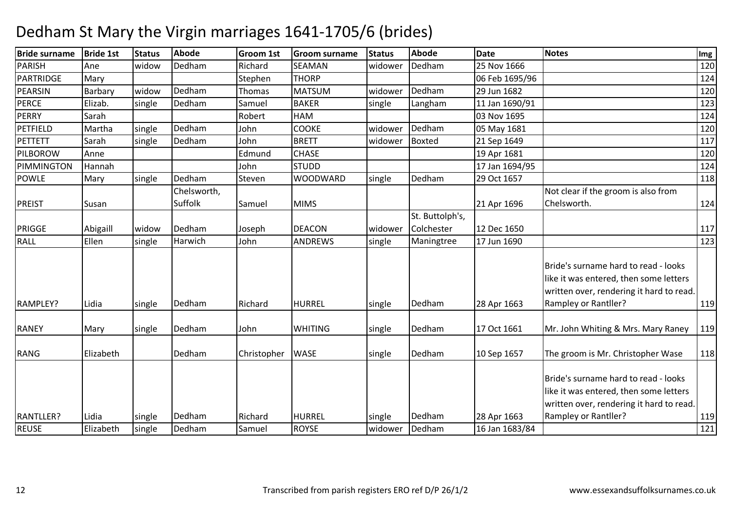# Dedham St Mary the Virgin marriages 1641-1705/6 (brides)

| Bride surname | Bride 1st | Status | Abode | Groom 1st | Groom surname | Status | Abode | Date | Notes | Img |
|---|---|---|---|---|---|---|---|---|---|---|
| PARISH | Ane | widow | Dedham | Richard | SEAMAN | widower | Dedham | 25 Nov 1666 | | 120 |
| PARTRIDGE | Mary | | | Stephen | THORP | | | 06 Feb 1695/96 | | 124 |
| PEARSIN | Barbary | widow | Dedham | Thomas | MATSUM | widower | Dedham | 29 Jun 1682 | | 120 |
| PERCE | Elizab. | single | Dedham | Samuel | BAKER | single | Langham | 11 Jan 1690/91 | | 123 |
| PERRY | Sarah | | | Robert | HAM | | | 03 Nov 1695 | | 124 |
| PETFIELD | Martha | single | Dedham | John | COOKE | widower | Dedham | 05 May 1681 | | 120 |
| PETTETT | Sarah | single | Dedham | John | BRETT | widower | Boxted | 21 Sep 1649 | | 117 |
| PILBOROW | Anne | | | Edmund | CHASE | | | 19 Apr 1681 | | 120 |
| PIMMINGTON | Hannah | | | John | STUDD | | | 17 Jan 1694/95 | | 124 |
| POWLE | Mary | single | Dedham | Steven | WOODWARD | single | Dedham | 29 Oct 1657 | | 118 |
| PREIST | Susan | | Chelsworth, Suffolk | Samuel | MIMS | | | 21 Apr 1696 | Not clear if the groom is also from Chelsworth. | 124 |
| PRIGGE | Abigaill | widow | Dedham | Joseph | DEACON | widower | St. Buttolph's, Colchester | 12 Dec 1650 | | 117 |
| RALL | Ellen | single | Harwich | John | ANDREWS | single | Maningtree | 17 Jun 1690 | | 123 |
| RAMPLEY? | Lidia | single | Dedham | Richard | HURREL | single | Dedham | 28 Apr 1663 | Bride's surname hard to read - looks like it was entered, then some letters written over, rendering it hard to read. Rampley or Rantller? | 119 |
| RANEY | Mary | single | Dedham | John | WHITING | single | Dedham | 17 Oct 1661 | Mr. John Whiting & Mrs. Mary Raney | 119 |
| RANG | Elizabeth | | Dedham | Christopher | WASE | single | Dedham | 10 Sep 1657 | The groom is Mr. Christopher Wase | 118 |
| RANTLLER? | Lidia | single | Dedham | Richard | HURREL | single | Dedham | 28 Apr 1663 | Bride's surname hard to read - looks like it was entered, then some letters written over, rendering it hard to read. Rampley or Rantller? | 119 |
| REUSE | Elizabeth | single | Dedham | Samuel | ROYSE | widower | Dedham | 16 Jan 1683/84 | | 121 |

Transcribed from parish registers ERO ref D/P 26/1/2

www.essexandsuffolksurnames.co.uk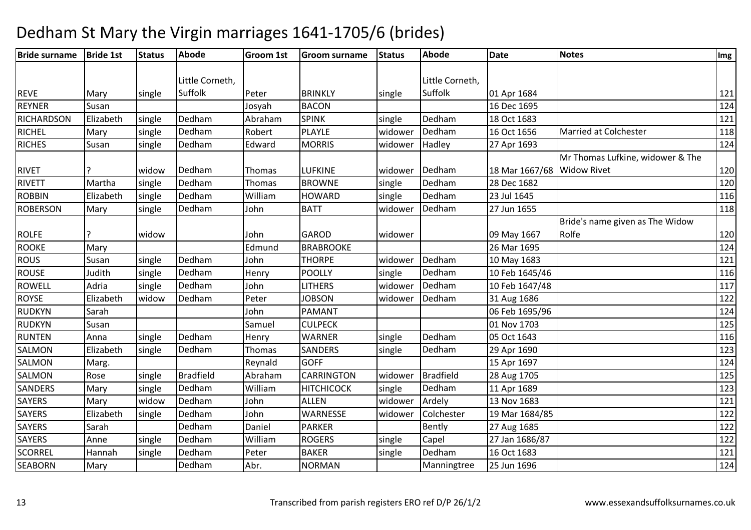# Dedham St Mary the Virgin marriages 1641-1705/6 (brides)

| Bride surname | Bride 1st | Status | Abode | Groom 1st | Groom surname | Status | Abode | Date | Notes | Img |
|---|---|---|---|---|---|---|---|---|---|---|
| REVE | Mary | single | Little Corneth, Suffolk | Peter | BRINKLY | single | Little Corneth, Suffolk | 01 Apr 1684 | | 121 |
| REYNER | Susan | | | Josyah | BACON | | | 16 Dec 1695 | | 124 |
| RICHARDSON | Elizabeth | single | Dedham | Abraham | SPINK | single | Dedham | 18 Oct 1683 | | 121 |
| RICHEL | Mary | single | Dedham | Robert | PLAYLE | widower | Dedham | 16 Oct 1656 | Married at Colchester | 118 |
| RICHES | Susan | single | Dedham | Edward | MORRIS | widower | Hadley | 27 Apr 1693 | | 124 |
| RIVET | ? | widow | Dedham | Thomas | LUFKINE | widower | Dedham | 18 Mar 1667/68 | Mr Thomas Lufkine, widower & The Widow Rivet | 120 |
| RIVETT | Martha | single | Dedham | Thomas | BROWNE | single | Dedham | 28 Dec 1682 | | 120 |
| ROBBIN | Elizabeth | single | Dedham | William | HOWARD | single | Dedham | 23 Jul 1645 | | 116 |
| ROBERSON | Mary | single | Dedham | John | BATT | widower | Dedham | 27 Jun 1655 | | 118 |
| ROLFE | ? | widow | | John | GAROD | widower | | 09 May 1667 | Bride's name given as The Widow Rolfe | 120 |
| ROOKE | Mary | | | Edmund | BRABROOKE | | | 26 Mar 1695 | | 124 |
| ROUS | Susan | single | Dedham | John | THORPE | widower | Dedham | 10 May 1683 | | 121 |
| ROUSE | Judith | single | Dedham | Henry | POOLLY | single | Dedham | 10 Feb 1645/46 | | 116 |
| ROWELL | Adria | single | Dedham | John | LITHERS | widower | Dedham | 10 Feb 1647/48 | | 117 |
| ROYSE | Elizabeth | widow | Dedham | Peter | JOBSON | widower | Dedham | 31 Aug 1686 | | 122 |
| RUDKYN | Sarah | | | John | PAMANT | | | 06 Feb 1695/96 | | 124 |
| RUDKYN | Susan | | | Samuel | CULPECK | | | 01 Nov 1703 | | 125 |
| RUNTEN | Anna | single | Dedham | Henry | WARNER | single | Dedham | 05 Oct 1643 | | 116 |
| SALMON | Elizabeth | single | Dedham | Thomas | SANDERS | single | Dedham | 29 Apr 1690 | | 123 |
| SALMON | Marg. | | | Reynald | GOFF | | | 15 Apr 1697 | | 124 |
| SALMON | Rose | single | Bradfield | Abraham | CARRINGTON | widower | Bradfield | 28 Aug 1705 | | 125 |
| SANDERS | Mary | single | Dedham | William | HITCHICOCK | single | Dedham | 11 Apr 1689 | | 123 |
| SAYERS | Mary | widow | Dedham | John | ALLEN | widower | Ardely | 13 Nov 1683 | | 121 |
| SAYERS | Elizabeth | single | Dedham | John | WARNESSE | widower | Colchester | 19 Mar 1684/85 | | 122 |
| SAYERS | Sarah | | Dedham | Daniel | PARKER | | Bently | 27 Aug 1685 | | 122 |
| SAYERS | Anne | single | Dedham | William | ROGERS | single | Capel | 27 Jan 1686/87 | | 122 |
| SCORREL | Hannah | single | Dedham | Peter | BAKER | single | Dedham | 16 Oct 1683 | | 121 |
| SEABORN | Mary | | Dedham | Abr. | NORMAN | | Manningtree | 25 Jun 1696 | | 124 |

Transcribed from parish registers ERO ref D/P 26/1/2

www.essexandsuffolksurnames.co.uk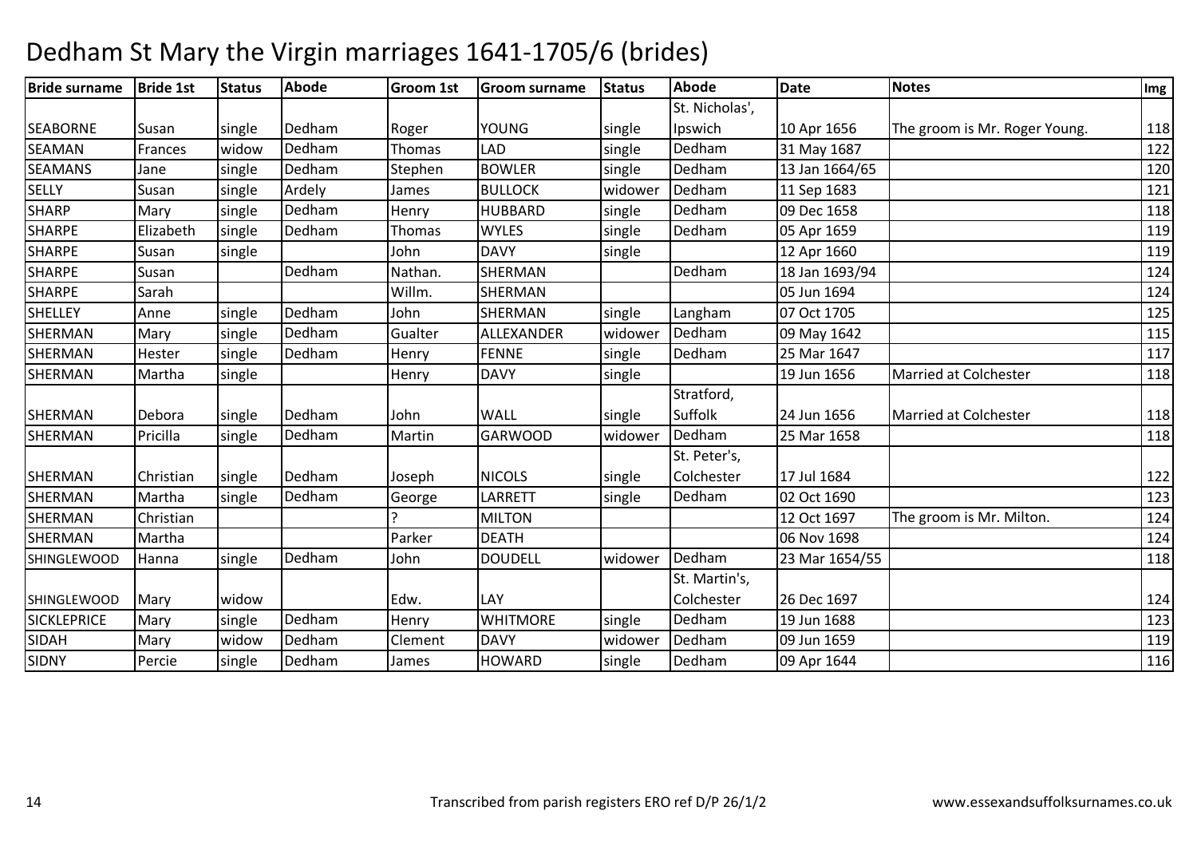# Dedham St Mary the Virgin marriages 1641-1705/6 (brides)

| Bride surname | Bride 1st | Status | Abode | Groom 1st | Groom surname | Status | Abode | Date | Notes | Img |
|---|---|---|---|---|---|---|---|---|---|---|
| SEABORNE | Susan | single | Dedham | Roger | YOUNG | single | St. Nicholas', Ipswich | 10 Apr 1656 | The groom is Mr. Roger Young. | 118 |
| SEAMAN | Frances | widow | Dedham | Thomas | LAD | single | Dedham | 31 May 1687 | | 122 |
| SEAMANS | Jane | single | Dedham | Stephen | BOWLER | single | Dedham | 13 Jan 1664/65 | | 120 |
| SELLY | Susan | single | Ardely | James | BULLOCK | widower | Dedham | 11 Sep 1683 | | 121 |
| SHARP | Mary | single | Dedham | Henry | HUBBARD | single | Dedham | 09 Dec 1658 | | 118 |
| SHARPE | Elizabeth | single | Dedham | Thomas | WYLES | single | Dedham | 05 Apr 1659 | | 119 |
| SHARPE | Susan | single | | John | DAVY | single | | 12 Apr 1660 | | 119 |
| SHARPE | Susan | | Dedham | Nathan. | SHERMAN | | Dedham | 18 Jan 1693/94 | | 124 |
| SHARPE | Sarah | | | Willm. | SHERMAN | | | 05 Jun 1694 | | 124 |
| SHELLEY | Anne | single | Dedham | John | SHERMAN | single | Langham | 07 Oct 1705 | | 125 |
| SHERMAN | Mary | single | Dedham | Gualter | ALLEXANDER | widower | Dedham | 09 May 1642 | | 115 |
| SHERMAN | Hester | single | Dedham | Henry | FENNE | single | Dedham | 25 Mar 1647 | | 117 |
| SHERMAN | Martha | single | | Henry | DAVY | single | | 19 Jun 1656 | Married at Colchester | 118 |
| SHERMAN | Debora | single | Dedham | John | WALL | single | Stratford, Suffolk | 24 Jun 1656 | Married at Colchester | 118 |
| SHERMAN | Pricilla | single | Dedham | Martin | GARWOOD | widower | Dedham | 25 Mar 1658 | | 118 |
| SHERMAN | Christian | single | Dedham | Joseph | NICOLS | single | St. Peter's, Colchester | 17 Jul 1684 | | 122 |
| SHERMAN | Martha | single | Dedham | George | LARRETT | single | Dedham | 02 Oct 1690 | | 123 |
| SHERMAN | Christian | | | ? | MILTON | | | 12 Oct 1697 | The groom is Mr. Milton. | 124 |
| SHERMAN | Martha | | | Parker | DEATH | | | 06 Nov 1698 | | 124 |
| SHINGLEWOOD | Hanna | single | Dedham | John | DOUDELL | widower | Dedham | 23 Mar 1654/55 | | 118 |
| SHINGLEWOOD | Mary | widow | | Edw. | LAY | | St. Martin's, Colchester | 26 Dec 1697 | | 124 |
| SICKLEPRICE | Mary | single | Dedham | Henry | WHITMORE | single | Dedham | 19 Jun 1688 | | 123 |
| SIDAH | Mary | widow | Dedham | Clement | DAVY | widower | Dedham | 09 Jun 1659 | | 119 |
| SIDNY | Percie | single | Dedham | James | HOWARD | single | Dedham | 09 Apr 1644 | | 116 |

Transcribed from parish registers ERO ref D/P 26/1/2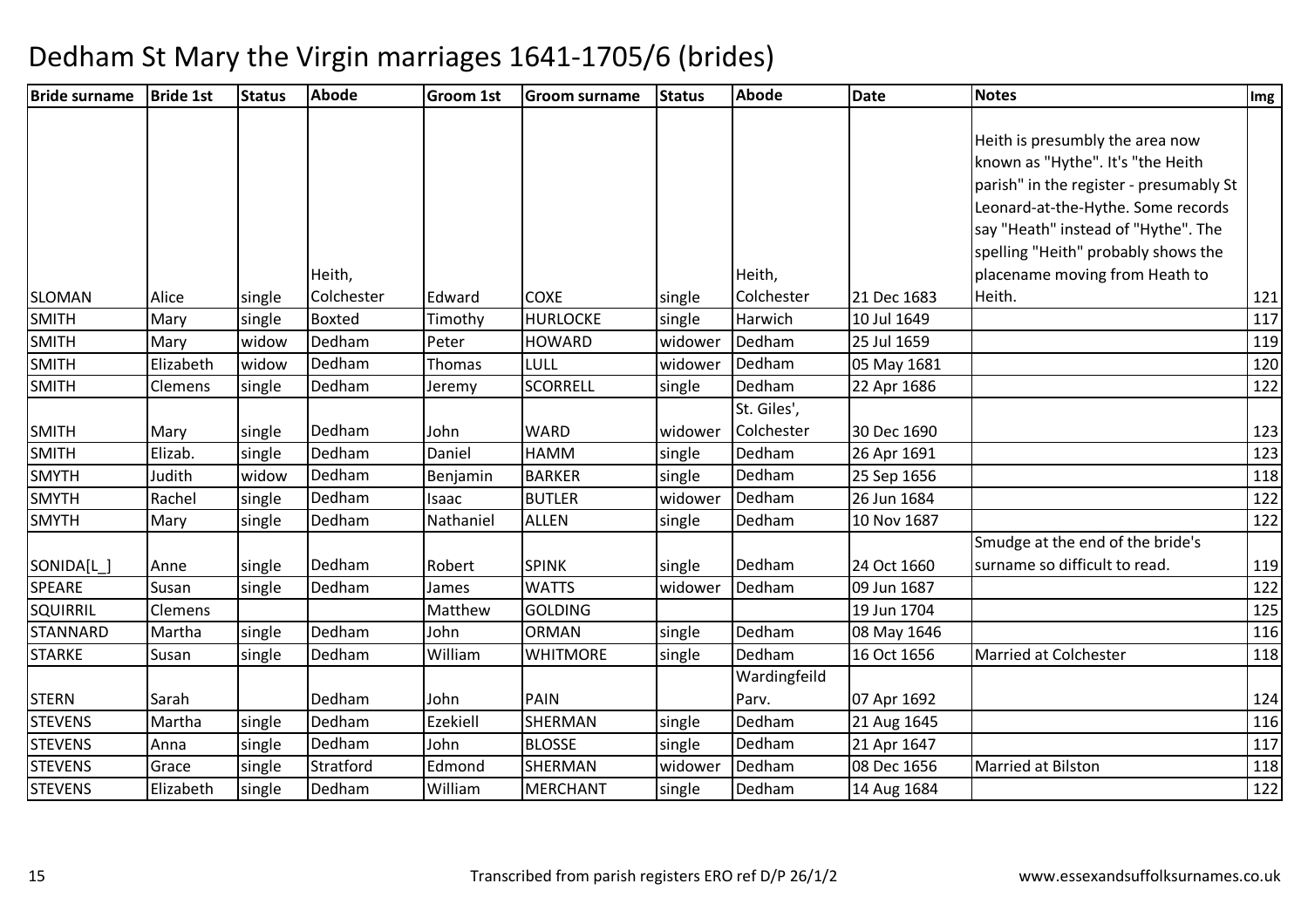# Dedham St Mary the Virgin marriages 1641-1705/6 (brides)

| Bride surname | Bride 1st | Status | Abode | Groom 1st | Groom surname | Status | Abode | Date | Notes | Img |
|---|---|---|---|---|---|---|---|---|---|---|
| SLOMAN | Alice | single | Heith, Colchester | Edward | COXE | single | Heith, Colchester | 21 Dec 1683 | Heith is presumbly the area now known as "Hythe". It's "the Heith parish" in the register - presumably St Leonard-at-the-Hythe. Some records say "Heath" instead of "Hythe". The spelling "Heith" probably shows the placename moving from Heath to Heith. | 121 |
| SMITH | Mary | single | Boxted | Timothy | HURLOCKE | single | Harwich | 10 Jul 1649 | | 117 |
| SMITH | Mary | widow | Dedham | Peter | HOWARD | widower | Dedham | 25 Jul 1659 | | 119 |
| SMITH | Elizabeth | widow | Dedham | Thomas | LULL | widower | Dedham | 05 May 1681 | | 120 |
| SMITH | Clemens | single | Dedham | Jeremy | SCORRELL | single | Dedham | 22 Apr 1686 | | 122 |
| SMITH | Mary | single | Dedham | John | WARD | widower | St. Giles', Colchester | 30 Dec 1690 | | 123 |
| SMITH | Elizab. | single | Dedham | Daniel | HAMM | single | Dedham | 26 Apr 1691 | | 123 |
| SMYTH | Judith | widow | Dedham | Benjamin | BARKER | single | Dedham | 25 Sep 1656 | | 118 |
| SMYTH | Rachel | single | Dedham | Isaac | BUTLER | widower | Dedham | 26 Jun 1684 | | 122 |
| SMYTH | Mary | single | Dedham | Nathaniel | ALLEN | single | Dedham | 10 Nov 1687 | | 122 |
| SONIDA[L_] | Anne | single | Dedham | Robert | SPINK | single | Dedham | 24 Oct 1660 | Smudge at the end of the bride's surname so difficult to read. | 119 |
| SPEARE | Susan | single | Dedham | James | WATTS | widower | Dedham | 09 Jun 1687 | | 122 |
| SQUIRRIL | Clemens | | | Matthew | GOLDING | | | 19 Jun 1704 | | 125 |
| STANNARD | Martha | single | Dedham | John | ORMAN | single | Dedham | 08 May 1646 | | 116 |
| STARKE | Susan | single | Dedham | William | WHITMORE | single | Dedham | 16 Oct 1656 | Married at Colchester | 118 |
| STERN | Sarah | | Dedham | John | PAIN | | Wardingfeild Parv. | 07 Apr 1692 | | 124 |
| STEVENS | Martha | single | Dedham | Ezekiell | SHERMAN | single | Dedham | 21 Aug 1645 | | 116 |
| STEVENS | Anna | single | Dedham | John | BLOSSE | single | Dedham | 21 Apr 1647 | | 117 |
| STEVENS | Grace | single | Stratford | Edmond | SHERMAN | widower | Dedham | 08 Dec 1656 | Married at Bilston | 118 |
| STEVENS | Elizabeth | single | Dedham | William | MERCHANT | single | Dedham | 14 Aug 1684 | | 122 |

Transcribed from parish registers ERO ref D/P 26/1/2 www.essexandsuffolksurnames.co.uk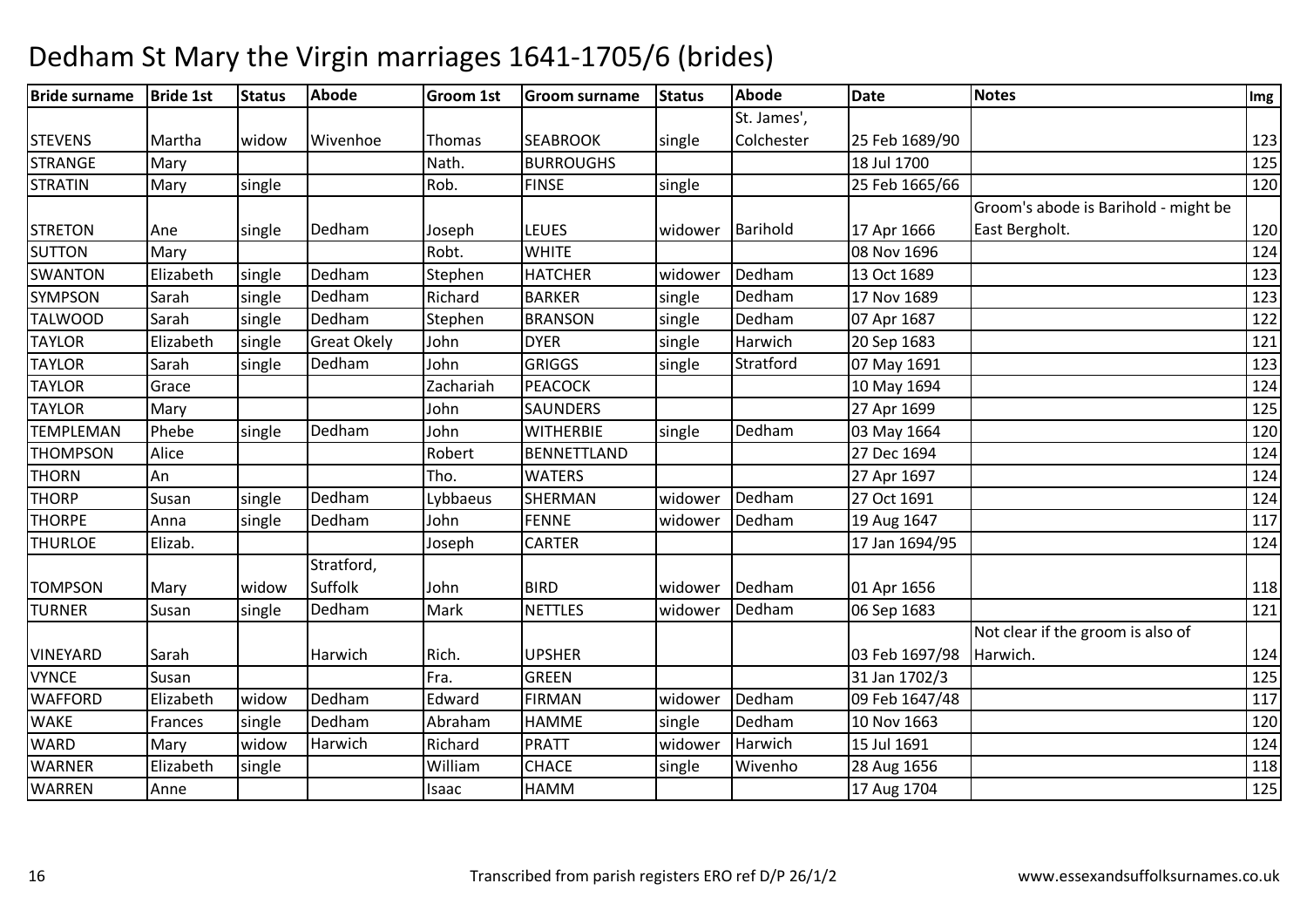# Dedham St Mary the Virgin marriages 1641-1705/6 (brides)

| Bride surname | Bride 1st | Status | Abode | Groom 1st | Groom surname | Status | Abode | Date | Notes | Img |
|---|---|---|---|---|---|---|---|---|---|---|
| STEVENS | Martha | widow | Wivenhoe | Thomas | SEABROOK | single | St. James', Colchester | 25 Feb 1689/90 | | 123 |
| STRANGE | Mary | | | Nath. | BURROUGHS | | | 18 Jul 1700 | | 125 |
| STRATIN | Mary | single | | Rob. | FINSE | single | | 25 Feb 1665/66 | | 120 |
| STRETON | Ane | single | Dedham | Joseph | LEUES | widower | Barihold | 17 Apr 1666 | Groom's abode is Barihold - might be East Bergholt. | 120 |
| SUTTON | Mary | | | Robt. | WHITE | | | 08 Nov 1696 | | 124 |
| SWANTON | Elizabeth | single | Dedham | Stephen | HATCHER | widower | Dedham | 13 Oct 1689 | | 123 |
| SYMPSON | Sarah | single | Dedham | Richard | BARKER | single | Dedham | 17 Nov 1689 | | 123 |
| TALWOOD | Sarah | single | Dedham | Stephen | BRANSON | single | Dedham | 07 Apr 1687 | | 122 |
| TAYLOR | Elizabeth | single | Great Okely | John | DYER | single | Harwich | 20 Sep 1683 | | 121 |
| TAYLOR | Sarah | single | Dedham | John | GRIGGS | single | Stratford | 07 May 1691 | | 123 |
| TAYLOR | Grace | | | Zachariah | PEACOCK | | | 10 May 1694 | | 124 |
| TAYLOR | Mary | | | John | SAUNDERS | | | 27 Apr 1699 | | 125 |
| TEMPLEMAN | Phebe | single | Dedham | John | WITHERBIE | single | Dedham | 03 May 1664 | | 120 |
| THOMPSON | Alice | | | Robert | BENNETTLAND | | | 27 Dec 1694 | | 124 |
| THORN | An | | | Tho. | WATERS | | | 27 Apr 1697 | | 124 |
| THORP | Susan | single | Dedham | Lybbaeus | SHERMAN | widower | Dedham | 27 Oct 1691 | | 124 |
| THORPE | Anna | single | Dedham | John | FENNE | widower | Dedham | 19 Aug 1647 | | 117 |
| THURLOE | Elizab. | | | Joseph | CARTER | | | 17 Jan 1694/95 | | 124 |
| TOMPSON | Mary | widow | Stratford, Suffolk | John | BIRD | widower | Dedham | 01 Apr 1656 | | 118 |
| TURNER | Susan | single | Dedham | Mark | NETTLES | widower | Dedham | 06 Sep 1683 | | 121 |
| VINEYARD | Sarah | | Harwich | Rich. | UPSHER | | | 03 Feb 1697/98 | Not clear if the groom is also of Harwich. | 124 |
| VYNCE | Susan | | | Fra. | GREEN | | | 31 Jan 1702/3 | | 125 |
| WAFFORD | Elizabeth | widow | Dedham | Edward | FIRMAN | widower | Dedham | 09 Feb 1647/48 | | 117 |
| WAKE | Frances | single | Dedham | Abraham | HAMME | single | Dedham | 10 Nov 1663 | | 120 |
| WARD | Mary | widow | Harwich | Richard | PRATT | widower | Harwich | 15 Jul 1691 | | 124 |
| WARNER | Elizabeth | single | | William | CHACE | single | Wivenho | 28 Aug 1656 | | 118 |
| WARREN | Anne | | | Isaac | HAMM | | | 17 Aug 1704 | | 125 |

Transcribed from parish registers ERO ref D/P 26/1/2 www.essexandsuffolksurnames.co.uk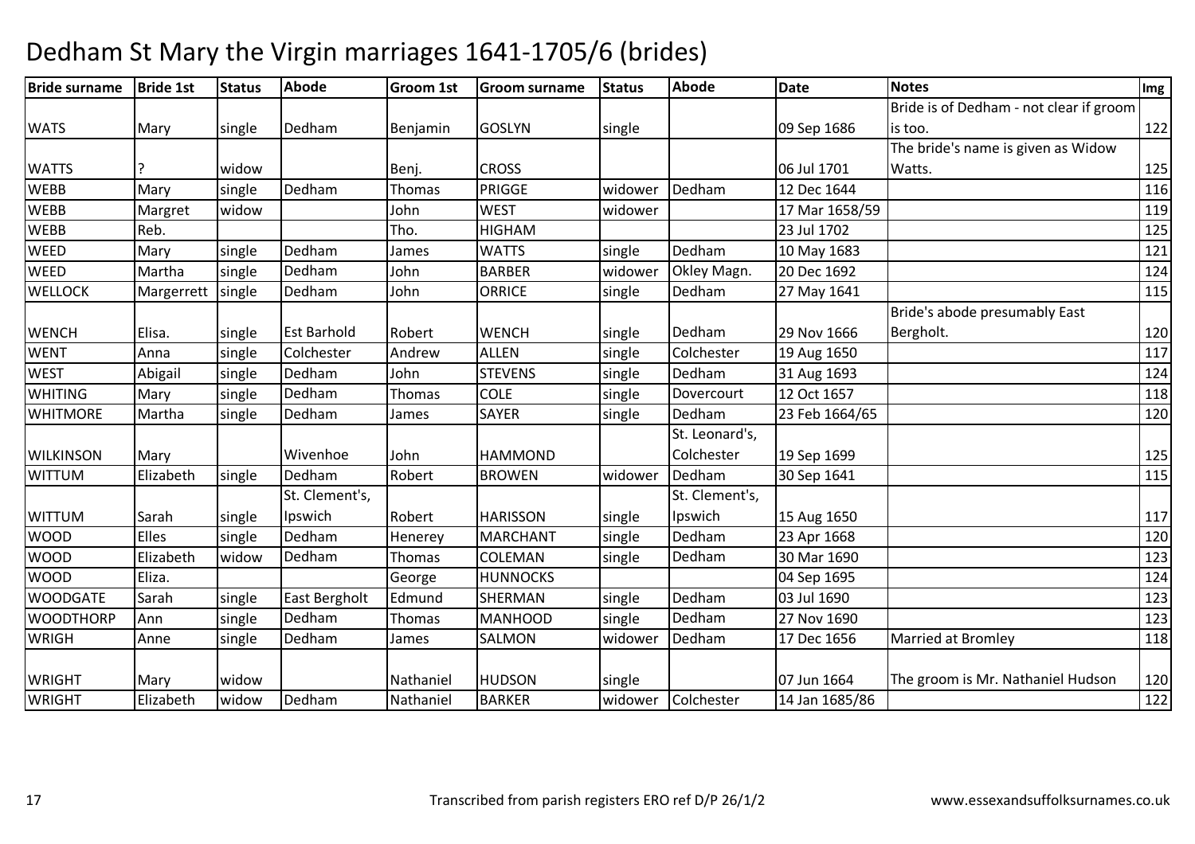# Dedham St Mary the Virgin marriages 1641-1705/6 (brides)

| Bride surname | Bride 1st | Status | Abode | Groom 1st | Groom surname | Status | Abode | Date | Notes | Img |
|---|---|---|---|---|---|---|---|---|---|---|
| WATS | Mary | single | Dedham | Benjamin | GOSLYN | single | | 09 Sep 1686 | Bride is of Dedham - not clear if groom is too. | 122 |
| WATTS | ? | widow | | Benj. | CROSS | | | 06 Jul 1701 | The bride's name is given as Widow Watts. | 125 |
| WEBB | Mary | single | Dedham | Thomas | PRIGGE | widower | Dedham | 12 Dec 1644 | | 116 |
| WEBB | Margret | widow | | John | WEST | widower | | 17 Mar 1658/59 | | 119 |
| WEBB | Reb. | | | Tho. | HIGHAM | | | 23 Jul 1702 | | 125 |
| WEED | Mary | single | Dedham | James | WATTS | single | Dedham | 10 May 1683 | | 121 |
| WEED | Martha | single | Dedham | John | BARBER | widower | Okley Magn. | 20 Dec 1692 | | 124 |
| WELLOCK | Margerrett | single | Dedham | John | ORRICE | single | Dedham | 27 May 1641 | | 115 |
| WENCH | Elisa. | single | Est Barhold | Robert | WENCH | single | Dedham | 29 Nov 1666 | Bride's abode presumably East Bergholt. | 120 |
| WENT | Anna | single | Colchester | Andrew | ALLEN | single | Colchester | 19 Aug 1650 | | 117 |
| WEST | Abigail | single | Dedham | John | STEVENS | single | Dedham | 31 Aug 1693 | | 124 |
| WHITING | Mary | single | Dedham | Thomas | COLE | single | Dovercourt | 12 Oct 1657 | | 118 |
| WHITMORE | Martha | single | Dedham | James | SAYER | single | Dedham | 23 Feb 1664/65 | | 120 |
| WILKINSON | Mary | | Wivenhoe | John | HAMMOND | | St. Leonard's, Colchester | 19 Sep 1699 | | 125 |
| WITTUM | Elizabeth | single | Dedham | Robert | BROWEN | widower | Dedham | 30 Sep 1641 | | 115 |
| WITTUM | Sarah | single | St. Clement's, Ipswich | Robert | HARISSON | single | St. Clement's, Ipswich | 15 Aug 1650 | | 117 |
| WOOD | Elles | single | Dedham | Henerey | MARCHANT | single | Dedham | 23 Apr 1668 | | 120 |
| WOOD | Elizabeth | widow | Dedham | Thomas | COLEMAN | single | Dedham | 30 Mar 1690 | | 123 |
| WOOD | Eliza. | | | George | HUNNOCKS | | | 04 Sep 1695 | | 124 |
| WOODGATE | Sarah | single | East Bergholt | Edmund | SHERMAN | single | Dedham | 03 Jul 1690 | | 123 |
| WOODTHORP | Ann | single | Dedham | Thomas | MANHOOD | single | Dedham | 27 Nov 1690 | | 123 |
| WRIGH | Anne | single | Dedham | James | SALMON | widower | Dedham | 17 Dec 1656 | Married at Bromley | 118 |
| WRIGHT | Mary | widow | | Nathaniel | HUDSON | single | | 07 Jun 1664 | The groom is Mr. Nathaniel Hudson | 120 |
| WRIGHT | Elizabeth | widow | Dedham | Nathaniel | BARKER | widower | Colchester | 14 Jan 1685/86 | | 122 |

Transcribed from parish registers ERO ref D/P 26/1/2

www.essexandsuffolksurnames.co.uk